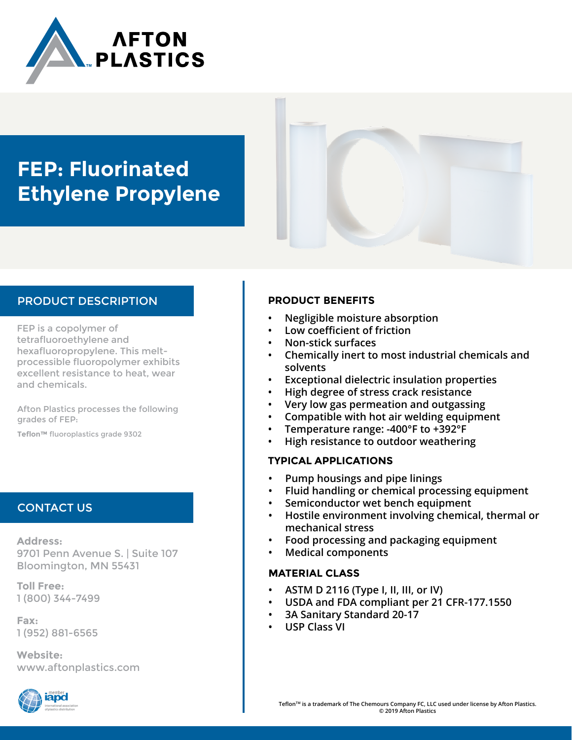AFTON PLASTICS

# FEP: Fluorinated Ethylene Propylene

## PRODUCT DESCRIPTION

FEP is a copolymer of tetrafluoroethylene and hexafluoropropylene. This melt-processible fluoropolymer exhibits excellent resistance to heat, wear and chemicals.

Afton Plastics processes the following grades of FEP:

**Teflon™** fluoroplastics grade 9302

## CONTACT US

**Address:**
9701 Penn Avenue S. | Suite 107
Bloomington, MN 55431

**Toll Free:**
1 (800) 344-7499

**Fax:**
1 (952) 881-6565

**Website:**
www.aftonplastics.com

member iapd international association of plastics distribution

## PRODUCT BENEFITS

- Negligible moisture absorption
- Low coefficient of friction
- Non-stick surfaces
- Chemically inert to most industrial chemicals and solvents
- Exceptional dielectric insulation properties
- High degree of stress crack resistance
- Very low gas permeation and outgassing
- Compatible with hot air welding equipment
- Temperature range: -400°F to +392°F
- High resistance to outdoor weathering

## TYPICAL APPLICATIONS

- Pump housings and pipe linings
- Fluid handling or chemical processing equipment
- Semiconductor wet bench equipment
- Hostile environment involving chemical, thermal or mechanical stress
- Food processing and packaging equipment
- Medical components

## MATERIAL CLASS

- ASTM D 2116 (Type I, II, III, or IV)
- USDA and FDA compliant per 21 CFR-177.1550
- 3A Sanitary Standard 20-17
- USP Class VI

Teflon™ is a trademark of The Chemours Company FC, LLC used under license by Afton Plastics.
© 2019 Afton Plastics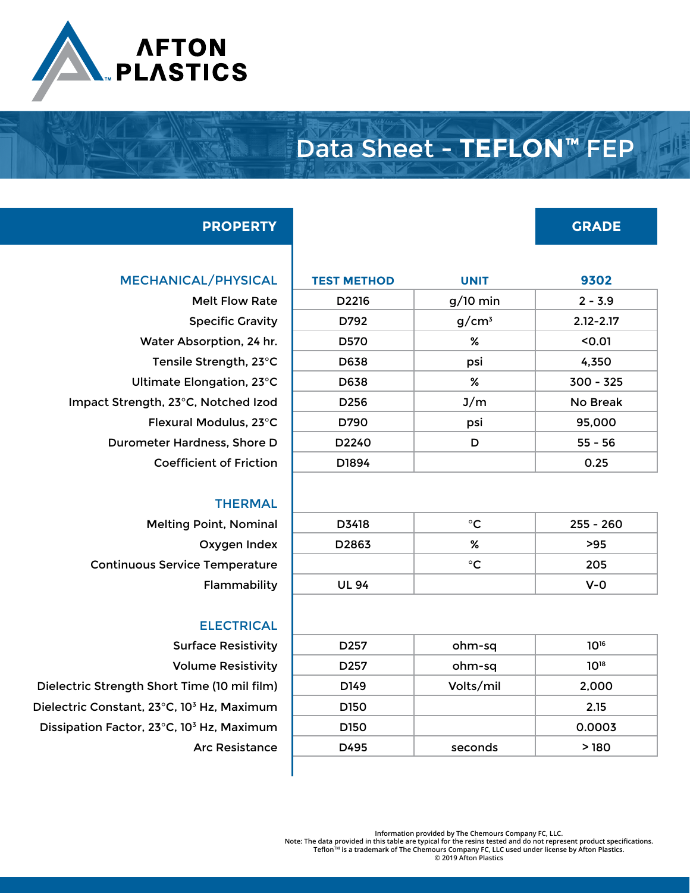AFTON PLASTICS

# Data Sheet - TEFLON™ FEP

| PROPERTY | TEST METHOD | UNIT | GRADE 9302 |
|---|---|---|---|
| **MECHANICAL/PHYSICAL** | | | |
| Melt Flow Rate | D2216 | g/10 min | 2 - 3.9 |
| Specific Gravity | D792 | $g/cm^3$ | 2.12-2.17 |
| Water Absorption, 24 hr. | D570 | % | <0.01 |
| Tensile Strength, 23°C | D638 | psi | 4,350 |
| Ultimate Elongation, 23°C | D638 | % | 300 - 325 |
| Impact Strength, 23°C, Notched Izod | D256 | J/m | No Break |
| Flexural Modulus, 23°C | D790 | psi | 95,000 |
| Durometer Hardness, Shore D | D2240 | D | 55 - 56 |
| Coefficient of Friction | D1894 | | 0.25 |
| **THERMAL** | | | |
| Melting Point, Nominal | D3418 | °C | 255 - 260 |
| Oxygen Index | D2863 | % | >95 |
| Continuous Service Temperature | | °C | 205 |
| Flammability | UL 94 | | V-0 |
| **ELECTRICAL** | | | |
| Surface Resistivity | D257 | ohm-sq | $10^{16}$ |
| Volume Resistivity | D257 | ohm-sq | $10^{18}$ |
| Dielectric Strength Short Time (10 mil film) | D149 | Volts/mil | 2,000 |
| Dielectric Constant, 23°C, $10^3$ Hz, Maximum | D150 | | 2.15 |
| Dissipation Factor, 23°C, $10^3$ Hz, Maximum | D150 | | 0.0003 |
| Arc Resistance | D495 | seconds | > 180 |

Information provided by The Chemours Company FC, LLC.
Note: The data provided in this table are typical for the resins tested and do not represent product specifications.
Teflon™ is a trademark of The Chemours Company FC, LLC used under license by Afton Plastics.
© 2019 Afton Plastics